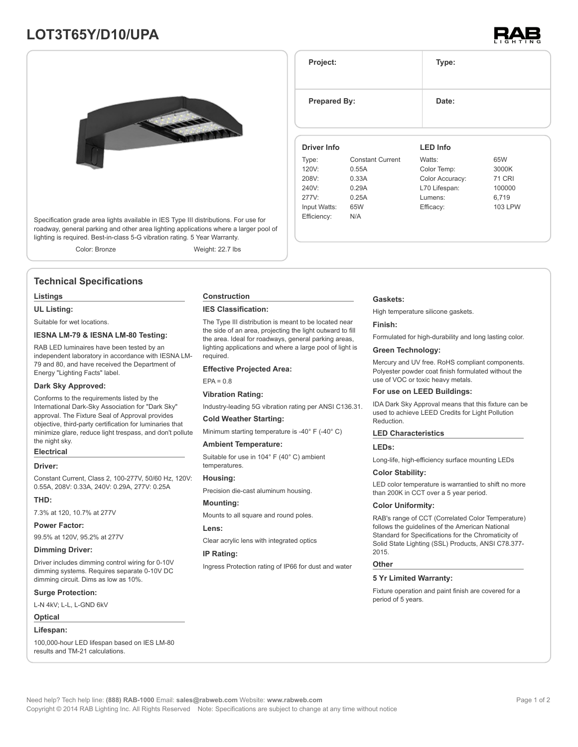# LOT3T65Y/D10/UPA

RAB LIGHTING

Specification grade area lights available in IES Type III distributions. For use for roadway, general parking and other area lighting applications where a larger pool of lighting is required. Best-in-class 5-G vibration rating. 5 Year Warranty.

Color: Bronze    Weight: 22.7 lbs

| Project: | Type: |
| --- | --- |
| Prepared By: | Date: |

| Driver Info | | LED Info | |
| --- | --- | --- | --- |
| Type: | Constant Current | Watts: | 65W |
| 120V: | 0.55A | Color Temp: | 3000K |
| 208V: | 0.33A | Color Accuracy: | 71 CRI |
| 240V: | 0.29A | L70 Lifespan: | 100000 |
| 277V: | 0.25A | Lumens: | 6,719 |
| Input Watts: | 65W | Efficacy: | 103 LPW |
| Efficiency: | N/A | | |

## Technical Specifications

### Listings

**UL Listing:**

Suitable for wet locations.

**IESNA LM-79 & IESNA LM-80 Testing:**

RAB LED luminaires have been tested by an independent laboratory in accordance with IESNA LM-79 and 80, and have received the Department of Energy "Lighting Facts" label.

**Dark Sky Approved:**

Conforms to the requirements listed by the International Dark-Sky Association for "Dark Sky" approval. The Fixture Seal of Approval provides objective, third-party certification for luminaries that minimize glare, reduce light trespass, and don't pollute the night sky.

### Electrical

**Driver:**

Constant Current, Class 2, 100-277V, 50/60 Hz, 120V: 0.55A, 208V: 0.33A, 240V: 0.29A, 277V: 0.25A

**THD:**

7.3% at 120, 10.7% at 277V

**Power Factor:**

99.5% at 120V, 95.2% at 277V

**Dimming Driver:**

Driver includes dimming control wiring for 0-10V dimming systems. Requires separate 0-10V DC dimming circuit. Dims as low as 10%.

**Surge Protection:**

L-N 4kV; L-L, L-GND 6kV

### Optical

**Lifespan:**

100,000-hour LED lifespan based on IES LM-80 results and TM-21 calculations.

### Construction

**IES Classification:**

The Type III distribution is meant to be located near the side of an area, projecting the light outward to fill the area. Ideal for roadways, general parking areas, lighting applications and where a large pool of light is required.

**Effective Projected Area:**

EPA = 0.8

**Vibration Rating:**

Industry-leading 5G vibration rating per ANSI C136.31.

**Cold Weather Starting:**

Minimum starting temperature is -40° F (-40° C)

**Ambient Temperature:**

Suitable for use in 104° F (40° C) ambient temperatures.

**Housing:**

Precision die-cast aluminum housing.

**Mounting:**

Mounts to all square and round poles.

**Lens:**

Clear acrylic lens with integrated optics

**IP Rating:**

Ingress Protection rating of IP66 for dust and water

**Gaskets:**

High temperature silicone gaskets.

**Finish:**

Formulated for high-durability and long lasting color.

**Green Technology:**

Mercury and UV free. RoHS compliant components. Polyester powder coat finish formulated without the use of VOC or toxic heavy metals.

**For use on LEED Buildings:**

IDA Dark Sky Approval means that this fixture can be used to achieve LEED Credits for Light Pollution Reduction.

### LED Characteristics

**LEDs:**

Long-life, high-efficiency surface mounting LEDs

**Color Stability:**

LED color temperature is warrantied to shift no more than 200K in CCT over a 5 year period.

**Color Uniformity:**

RAB's range of CCT (Correlated Color Temperature) follows the guidelines of the American National Standard for Specifications for the Chromaticity of Solid State Lighting (SSL) Products, ANSI C78.377-2015.

### Other

**5 Yr Limited Warranty:**

Fixture operation and paint finish are covered for a period of 5 years.

Need help? Tech help line: **(888) RAB-1000** Email: **sales@rabweb.com** Website: **www.rabweb.com**
Copyright © 2014 RAB Lighting Inc. All Rights Reserved Note: Specifications are subject to change at any time without notice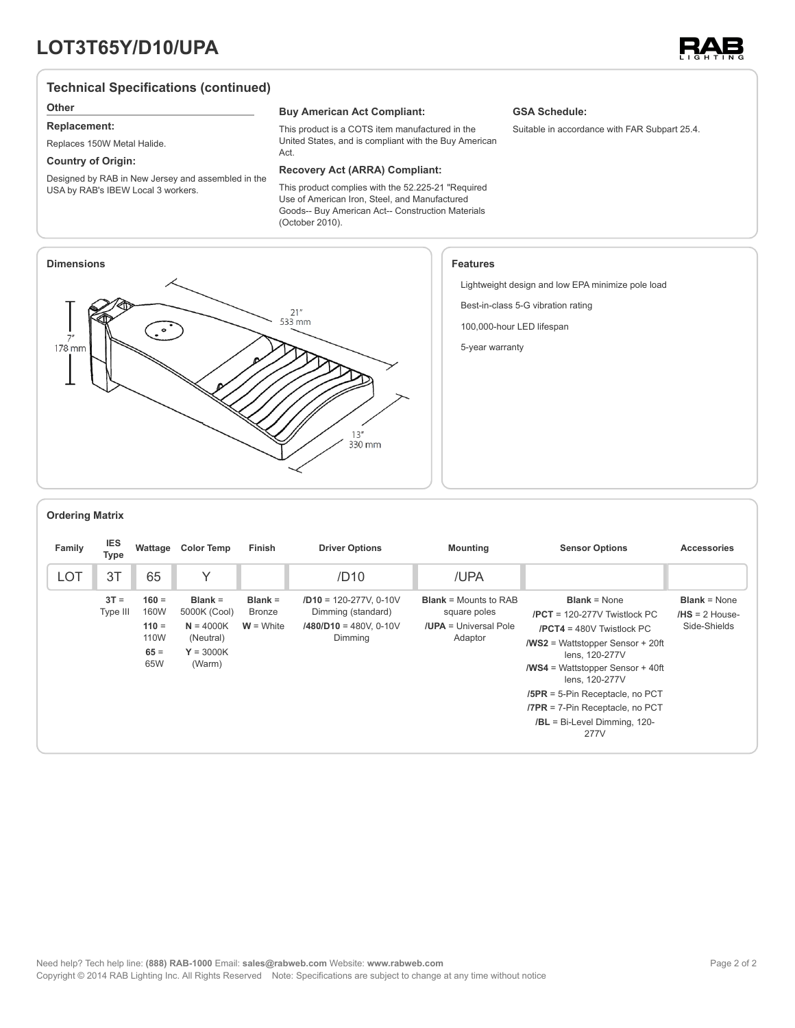# LOT3T65Y/D10/UPA

## Technical Specifications (continued)

### Other

**Replacement:**

Replaces 150W Metal Halide.

**Country of Origin:**

Designed by RAB in New Jersey and assembled in the USA by RAB's IBEW Local 3 workers.

**Buy American Act Compliant:**

This product is a COTS item manufactured in the United States, and is compliant with the Buy American Act.

**Recovery Act (ARRA) Compliant:**

This product complies with the 52.225-21 "Required Use of American Iron, Steel, and Manufactured Goods-- Buy American Act-- Construction Materials (October 2010).

**GSA Schedule:**

Suitable in accordance with FAR Subpart 25.4.

## Dimensions

21"
533 mm

7"
178 mm

13"
330 mm

## Features

Lightweight design and low EPA minimize pole load

Best-in-class 5-G vibration rating

100,000-hour LED lifespan

5-year warranty

## Ordering Matrix

| Family | IES Type | Wattage | Color Temp | Finish | Driver Options | Mounting | Sensor Options | Accessories |
|---|---|---|---|---|---|---|---|---|
| LOT | 3T | 65 | Y | | /D10 | /UPA | | |
| | **3T** = Type III | **160** = 160W<br>**110** = 110W<br>**65** = 65W | **Blank** = 5000K (Cool)<br>**N** = 4000K (Neutral)<br>**Y** = 3000K (Warm) | **Blank** = Bronze<br>**W** = White | **/D10** = 120-277V, 0-10V Dimming (standard)<br>**/480/D10** = 480V, 0-10V Dimming | **Blank** = Mounts to RAB square poles<br>**/UPA** = Universal Pole Adaptor | **Blank** = None<br>**/PCT** = 120-277V Twistlock PC<br>**/PCT4** = 480V Twistlock PC<br>**/WS2** = Wattstopper Sensor + 20ft lens, 120-277V<br>**/WS4** = Wattstopper Sensor + 40ft lens, 120-277V<br>**/5PR** = 5-Pin Receptacle, no PCT<br>**/7PR** = 7-Pin Receptacle, no PCT<br>**/BL** = Bi-Level Dimming, 120-277V | **Blank** = None<br>**/HS** = 2 House-Side-Shields |

Need help? Tech help line: **(888) RAB-1000** Email: **sales@rabweb.com** Website: **www.rabweb.com**

Copyright © 2014 RAB Lighting Inc. All Rights Reserved Note: Specifications are subject to change at any time without notice